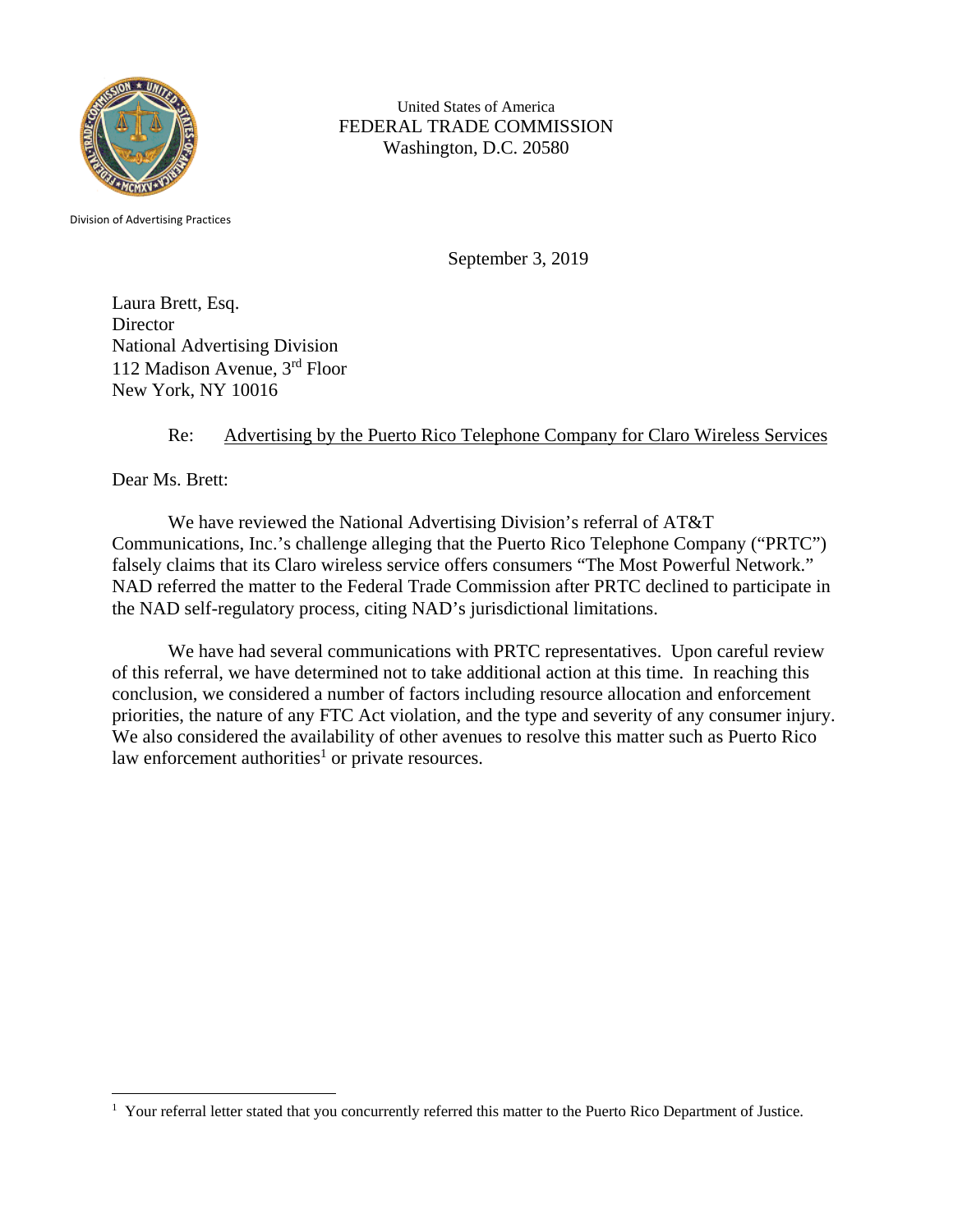United States of America
FEDERAL TRADE COMMISSION
Washington, D.C. 20580

Division of Advertising Practices

September 3, 2019

Laura Brett, Esq.
Director
National Advertising Division
112 Madison Avenue, 3rd Floor
New York, NY 10016

Re: Advertising by the Puerto Rico Telephone Company for Claro Wireless Services

Dear Ms. Brett:

We have reviewed the National Advertising Division's referral of AT&T Communications, Inc.'s challenge alleging that the Puerto Rico Telephone Company ("PRTC") falsely claims that its Claro wireless service offers consumers "The Most Powerful Network." NAD referred the matter to the Federal Trade Commission after PRTC declined to participate in the NAD self-regulatory process, citing NAD's jurisdictional limitations.

We have had several communications with PRTC representatives. Upon careful review of this referral, we have determined not to take additional action at this time. In reaching this conclusion, we considered a number of factors including resource allocation and enforcement priorities, the nature of any FTC Act violation, and the type and severity of any consumer injury. We also considered the availability of other avenues to resolve this matter such as Puerto Rico law enforcement authorities[1] or private resources.

[1] Your referral letter stated that you concurrently referred this matter to the Puerto Rico Department of Justice.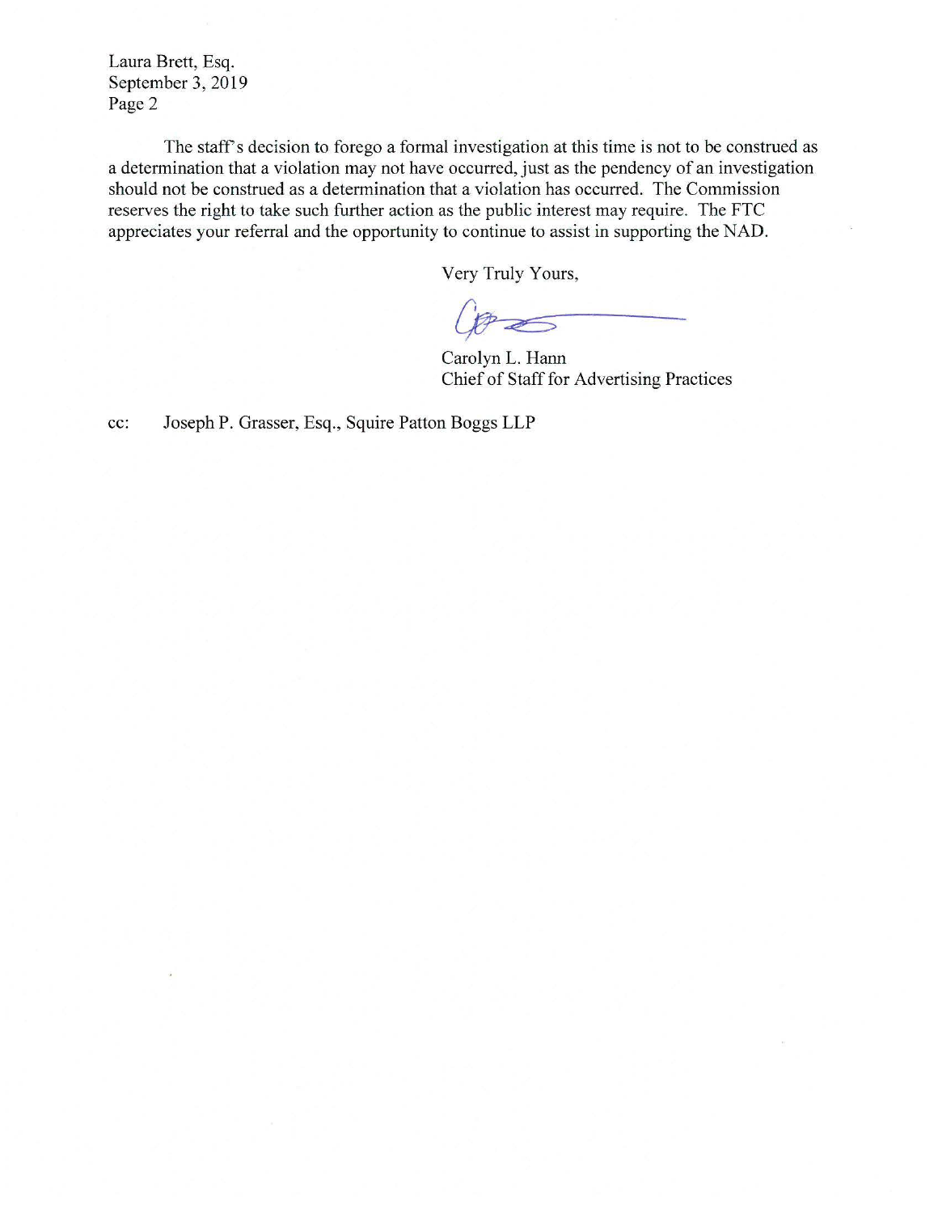Laura Brett, Esq.
September 3, 2019
Page 2

The staff's decision to forego a formal investigation at this time is not to be construed as a determination that a violation may not have occurred, just as the pendency of an investigation should not be construed as a determination that a violation has occurred. The Commission reserves the right to take such further action as the public interest may require. The FTC appreciates your referral and the opportunity to continue to assist in supporting the NAD.

Very Truly Yours,

Carolyn L. Hann
Chief of Staff for Advertising Practices

cc: Joseph P. Grasser, Esq., Squire Patton Boggs LLP